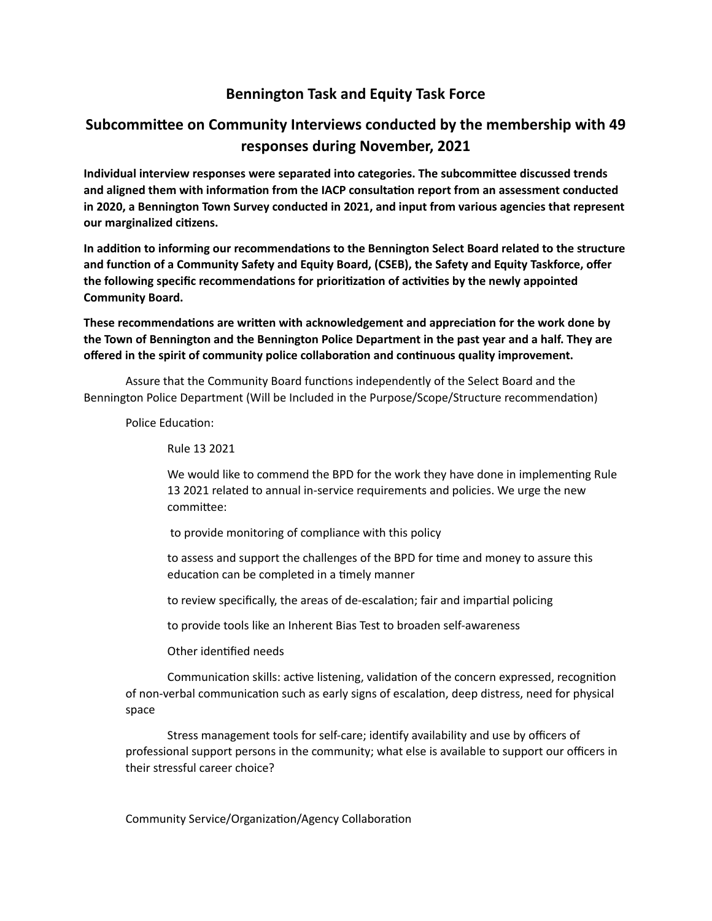# Bennington Task and Equity Task Force

## Subcommittee on Community Interviews conducted by the membership with 49 responses during November, 2021

**Individual interview responses were separated into categories. The subcommittee discussed trends and aligned them with information from the IACP consultation report from an assessment conducted in 2020, a Bennington Town Survey conducted in 2021, and input from various agencies that represent our marginalized citizens.**

**In addition to informing our recommendations to the Bennington Select Board related to the structure and function of a Community Safety and Equity Board, (CSEB), the Safety and Equity Taskforce, offer the following specific recommendations for prioritization of activities by the newly appointed Community Board.**

**These recommendations are written with acknowledgement and appreciation for the work done by the Town of Bennington and the Bennington Police Department in the past year and a half. They are offered in the spirit of community police collaboration and continuous quality improvement.**

Assure that the Community Board functions independently of the Select Board and the Bennington Police Department (Will be Included in the Purpose/Scope/Structure recommendation)

Police Education:

Rule 13 2021

We would like to commend the BPD for the work they have done in implementing Rule 13 2021 related to annual in-service requirements and policies. We urge the new committee:

to provide monitoring of compliance with this policy

to assess and support the challenges of the BPD for time and money to assure this education can be completed in a timely manner

to review specifically, the areas of de-escalation; fair and impartial policing

to provide tools like an Inherent Bias Test to broaden self-awareness

Other identified needs

Communication skills: active listening, validation of the concern expressed, recognition of non-verbal communication such as early signs of escalation, deep distress, need for physical space

Stress management tools for self-care; identify availability and use by officers of professional support persons in the community; what else is available to support our officers in their stressful career choice?

Community Service/Organization/Agency Collaboration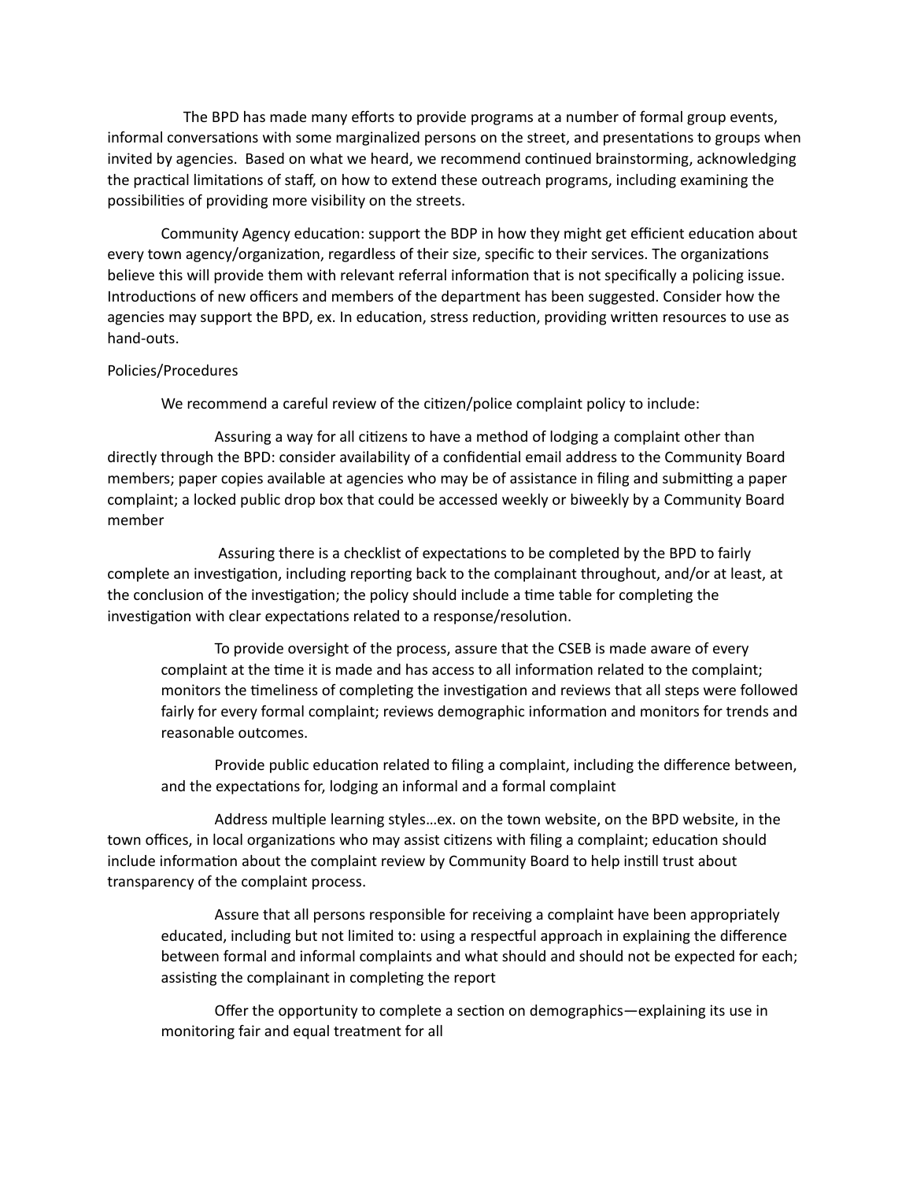The BPD has made many efforts to provide programs at a number of formal group events, informal conversations with some marginalized persons on the street, and presentations to groups when invited by agencies. Based on what we heard, we recommend continued brainstorming, acknowledging the practical limitations of staff, on how to extend these outreach programs, including examining the possibilities of providing more visibility on the streets.

Community Agency education: support the BDP in how they might get efficient education about every town agency/organization, regardless of their size, specific to their services. The organizations believe this will provide them with relevant referral information that is not specifically a policing issue. Introductions of new officers and members of the department has been suggested. Consider how the agencies may support the BPD, ex. In education, stress reduction, providing written resources to use as hand-outs.

Policies/Procedures

We recommend a careful review of the citizen/police complaint policy to include:

Assuring a way for all citizens to have a method of lodging a complaint other than directly through the BPD: consider availability of a confidential email address to the Community Board members; paper copies available at agencies who may be of assistance in filing and submitting a paper complaint; a locked public drop box that could be accessed weekly or biweekly by a Community Board member

Assuring there is a checklist of expectations to be completed by the BPD to fairly complete an investigation, including reporting back to the complainant throughout, and/or at least, at the conclusion of the investigation; the policy should include a time table for completing the investigation with clear expectations related to a response/resolution.

To provide oversight of the process, assure that the CSEB is made aware of every complaint at the time it is made and has access to all information related to the complaint; monitors the timeliness of completing the investigation and reviews that all steps were followed fairly for every formal complaint; reviews demographic information and monitors for trends and reasonable outcomes.

Provide public education related to filing a complaint, including the difference between, and the expectations for, lodging an informal and a formal complaint

Address multiple learning styles…ex. on the town website, on the BPD website, in the town offices, in local organizations who may assist citizens with filing a complaint; education should include information about the complaint review by Community Board to help instill trust about transparency of the complaint process.

Assure that all persons responsible for receiving a complaint have been appropriately educated, including but not limited to: using a respectful approach in explaining the difference between formal and informal complaints and what should and should not be expected for each; assisting the complainant in completing the report

Offer the opportunity to complete a section on demographics—explaining its use in monitoring fair and equal treatment for all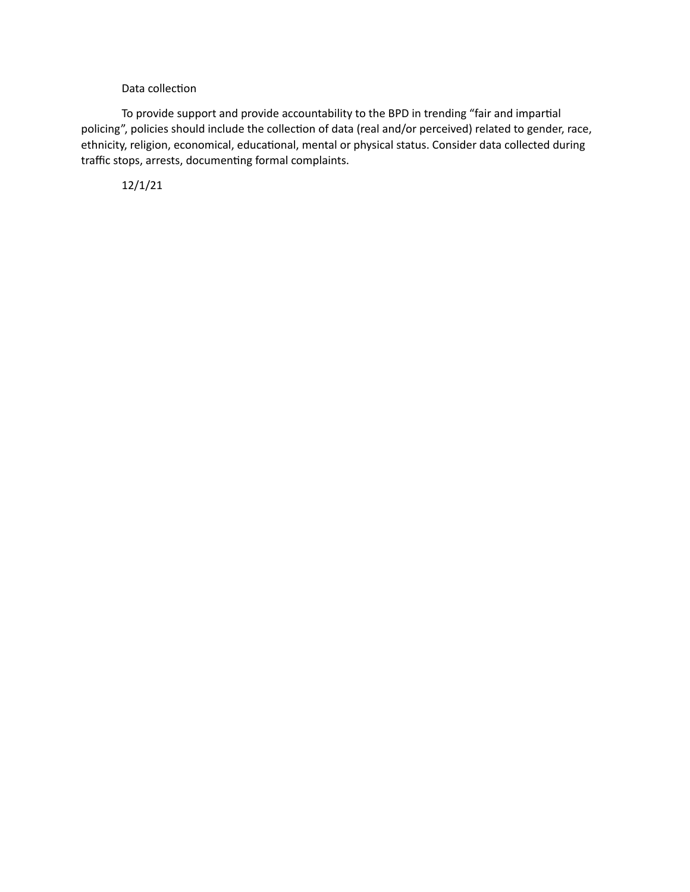Data collection

To provide support and provide accountability to the BPD in trending "fair and impartial policing", policies should include the collection of data (real and/or perceived) related to gender, race, ethnicity, religion, economical, educational, mental or physical status. Consider data collected during traffic stops, arrests, documenting formal complaints.

12/1/21